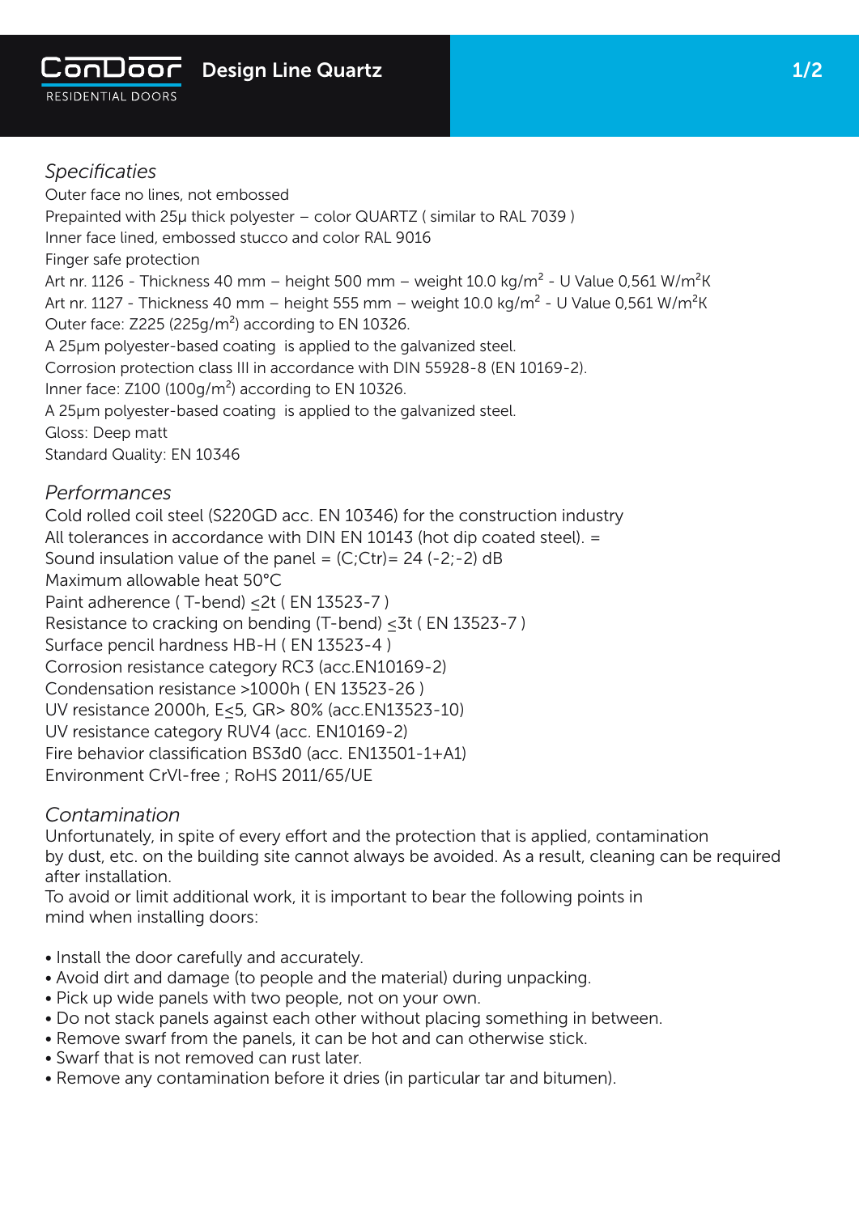ConDoor RESIDENTIAL DOORS

# Design Line Quartz

## *Specificaties*

Outer face no lines, not embossed
Prepainted with 25μ thick polyester – color QUARTZ ( similar to RAL 7039 )
Inner face lined, embossed stucco and color RAL 9016
Finger safe protection
Art nr. 1126 - Thickness 40 mm – height 500 mm – weight 10.0 kg/m$^2$ - U Value 0,561 W/m$^2$K
Art nr. 1127 - Thickness 40 mm – height 555 mm – weight 10.0 kg/m$^2$ - U Value 0,561 W/m$^2$K
Outer face: Z225 (225g/m$^2$) according to EN 10326.
A 25μm polyester-based coating is applied to the galvanized steel.
Corrosion protection class III in accordance with DIN 55928-8 (EN 10169-2).
Inner face: Z100 (100g/m$^2$) according to EN 10326.
A 25μm polyester-based coating is applied to the galvanized steel.
Gloss: Deep matt
Standard Quality: EN 10346

## *Performances*

Cold rolled coil steel (S220GD acc. EN 10346) for the construction industry
All tolerances in accordance with DIN EN 10143 (hot dip coated steel). =
Sound insulation value of the panel = (C;Ctr)= 24 (-2;-2) dB
Maximum allowable heat 50°C
Paint adherence ( T-bend) $\leq$2t ( EN 13523-7 )
Resistance to cracking on bending (T-bend) $\leq$3t ( EN 13523-7 )
Surface pencil hardness HB-H ( EN 13523-4 )
Corrosion resistance category RC3 (acc.EN10169-2)
Condensation resistance >1000h ( EN 13523-26 )
UV resistance 2000h, E$\leq$5, GR> 80% (acc.EN13523-10)
UV resistance category RUV4 (acc. EN10169-2)
Fire behavior classification BS3d0 (acc. EN13501-1+A1)
Environment CrVl-free ; RoHS 2011/65/UE

## *Contamination*

Unfortunately, in spite of every effort and the protection that is applied, contamination by dust, etc. on the building site cannot always be avoided. As a result, cleaning can be required after installation.
To avoid or limit additional work, it is important to bear the following points in mind when installing doors:

- Install the door carefully and accurately.
- Avoid dirt and damage (to people and the material) during unpacking.
- Pick up wide panels with two people, not on your own.
- Do not stack panels against each other without placing something in between.
- Remove swarf from the panels, it can be hot and can otherwise stick.
- Swarf that is not removed can rust later.
- Remove any contamination before it dries (in particular tar and bitumen).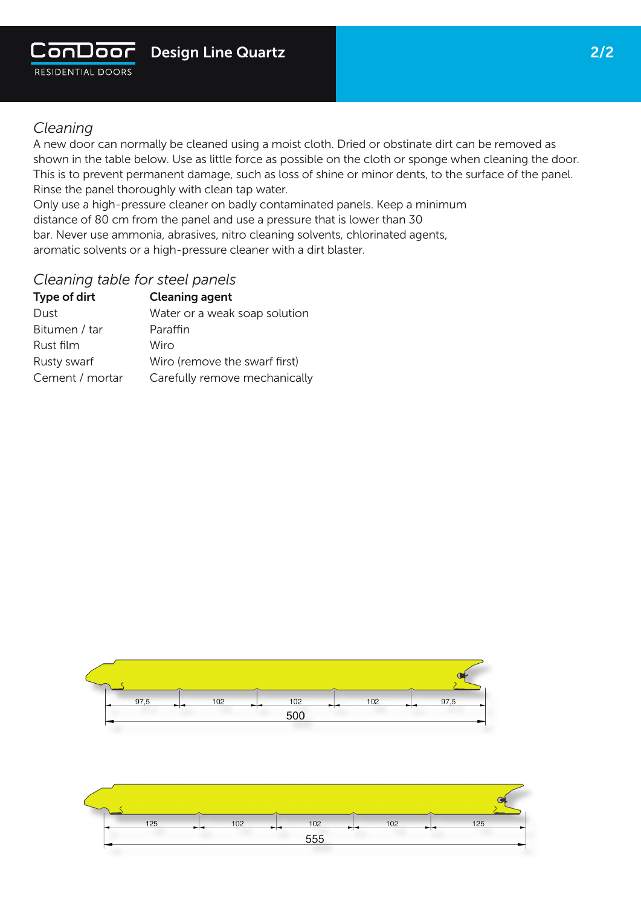## *Cleaning*

A new door can normally be cleaned using a moist cloth. Dried or obstinate dirt can be removed as shown in the table below. Use as little force as possible on the cloth or sponge when cleaning the door. This is to prevent permanent damage, such as loss of shine or minor dents, to the surface of the panel. Rinse the panel thoroughly with clean tap water.

Only use a high-pressure cleaner on badly contaminated panels. Keep a minimum distance of 80 cm from the panel and use a pressure that is lower than 30 bar. Never use ammonia, abrasives, nitro cleaning solvents, chlorinated agents, aromatic solvents or a high-pressure cleaner with a dirt blaster.

## *Cleaning table for steel panels*

| Type of dirt | Cleaning agent |
|---|---|
| Dust | Water or a weak soap solution |
| Bitumen / tar | Paraffin |
| Rust film | Wiro |
| Rusty swarf | Wiro (remove the swarf first) |
| Cement / mortar | Carefully remove mechanically |

97,5 102 102 102 97,5

500

125 102 102 102 125

555